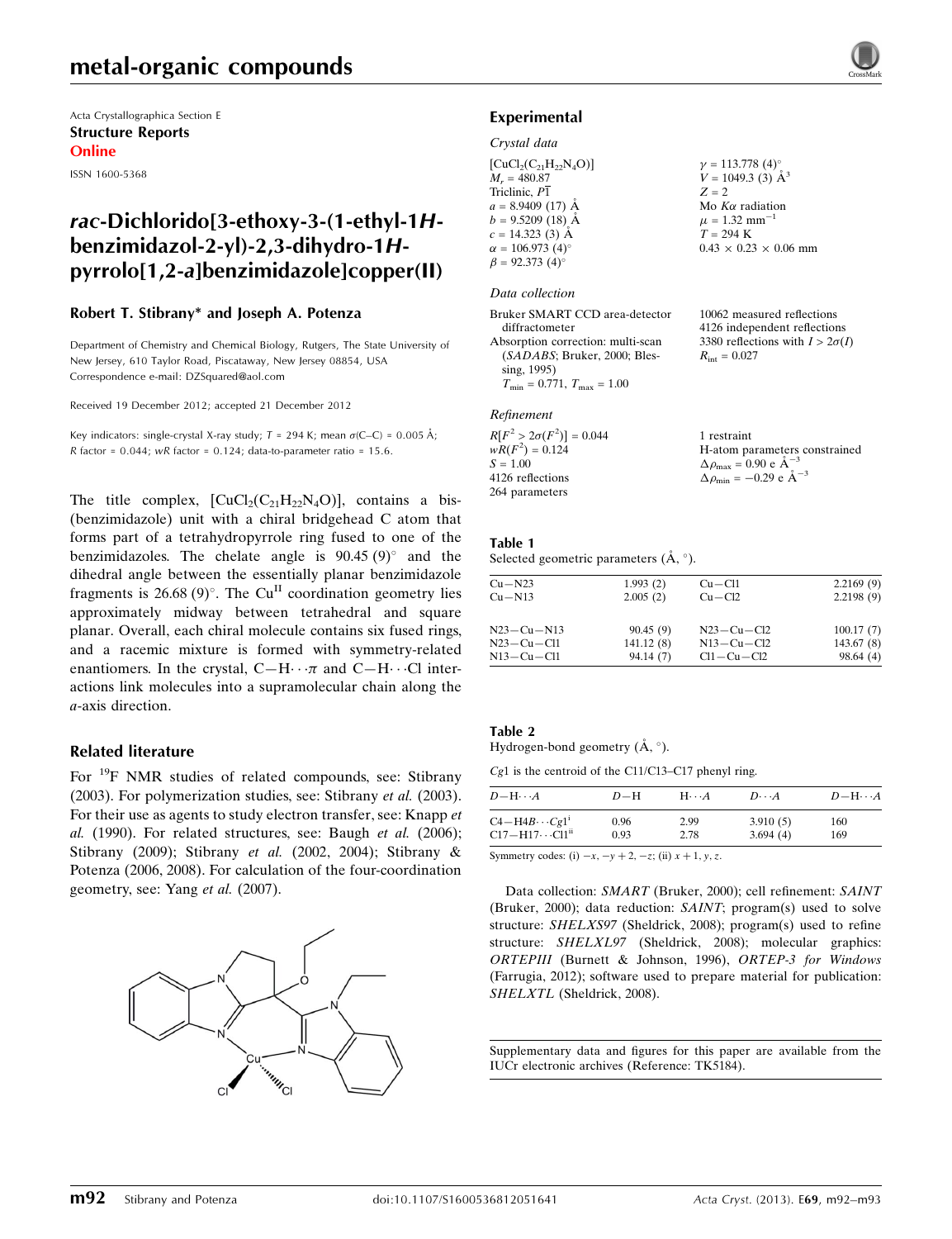# metal-organic compounds

Acta Crystallographica Section E
**Structure Reports**
**Online**

ISSN 1600-5368

# *rac*-Dichlorido[3-ethoxy-3-(1-ethyl-1*H*-benzimidazol-2-yl)-2,3-dihydro-1*H*-pyrrolo[1,2-*a*]benzimidazole]copper(II)

**Robert T. Stibrany\* and Joseph A. Potenza**

Department of Chemistry and Chemical Biology, Rutgers, The State University of New Jersey, 610 Taylor Road, Piscataway, New Jersey 08854, USA
Correspondence e-mail: DZSquared@aol.com

Received 19 December 2012; accepted 21 December 2012

Key indicators: single-crystal X-ray study; $T$ = 294 K; mean $\sigma$(C–C) = 0.005 Å; $R$ factor = 0.044; $wR$ factor = 0.124; data-to-parameter ratio = 15.6.

The title complex, $[CuCl_2(C_{21}H_{22}N_4O)]$, contains a bis(benzimidazole) unit with a chiral bridgehead C atom that forms part of a tetrahydropyrrole ring fused to one of the benzimidazoles. The chelate angle is 90.45 (9)° and the dihedral angle between the essentially planar benzimidazole fragments is 26.68 (9)°. The $Cu^{II}$ coordination geometry lies approximately midway between tetrahedral and square planar. Overall, each chiral molecule contains six fused rings, and a racemic mixture is formed with symmetry-related enantiomers. In the crystal, C—H⋯π and C—H⋯Cl interactions link molecules into a supramolecular chain along the *a*-axis direction.

## Related literature

For $^{19}$F NMR studies of related compounds, see: Stibrany (2003). For polymerization studies, see: Stibrany *et al.* (2003). For their use as agents to study electron transfer, see: Knapp *et al.* (1990). For related structures, see: Baugh *et al.* (2006); Stibrany (2009); Stibrany *et al.* (2002, 2004); Stibrany & Potenza (2006, 2008). For calculation of the four-coordination geometry, see: Yang *et al.* (2007).

## Experimental

### Crystal data

$[CuCl_2(C_{21}H_{22}N_4O)]$
$M_r$ = 480.87
Triclinic, $P\bar{1}$
$a$ = 8.9409 (17) Å
$b$ = 9.5209 (18) Å
$c$ = 14.323 (3) Å
$\alpha$ = 106.973 (4)°
$\beta$ = 92.373 (4)°
$\gamma$ = 113.778 (4)°
$V$ = 1049.3 (3) Å$^3$
$Z$ = 2
Mo $K\alpha$ radiation
$\mu$ = 1.32 mm$^{-1}$
$T$ = 294 K
0.43 × 0.23 × 0.06 mm

### Data collection

Bruker SMART CCD area-detector diffractometer
Absorption correction: multi-scan (*SADABS*; Bruker, 2000; Blessing, 1995)
$T_{min}$ = 0.771, $T_{max}$ = 1.00
10062 measured reflections
4126 independent reflections
3380 reflections with $I > 2\sigma(I)$
$R_{int}$ = 0.027

### Refinement

$R[F^2 > 2\sigma(F^2)]$ = 0.044
$wR(F^2)$ = 0.124
$S$ = 1.00
4126 reflections
264 parameters
1 restraint
H-atom parameters constrained
$\Delta\rho_{max}$ = 0.90 e Å$^{-3}$
$\Delta\rho_{min}$ = −0.29 e Å$^{-3}$

**Table 1**
Selected geometric parameters (Å, °).

| | | | |
|---|---|---|---|
| Cu—N23 | 1.993 (2) | Cu—Cl1 | 2.2169 (9) |
| Cu—N13 | 2.005 (2) | Cu—Cl2 | 2.2198 (9) |
| N23—Cu—N13 | 90.45 (9) | N23—Cu—Cl2 | 100.17 (7) |
| N23—Cu—Cl1 | 141.12 (8) | N13—Cu—Cl2 | 143.67 (8) |
| N13—Cu—Cl1 | 94.14 (7) | Cl1—Cu—Cl2 | 98.64 (4) |

**Table 2**
Hydrogen-bond geometry (Å, °).

*Cg*1 is the centroid of the C11/C13–C17 phenyl ring.

| *D*—H⋯*A* | *D*—H | H⋯*A* | *D*⋯*A* | *D*—H⋯*A* |
|---|---|---|---|---|
| C4—H4*B*⋯*Cg*1$^{i}$ | 0.96 | 2.99 | 3.910 (5) | 160 |
| C17—H17⋯Cl1$^{ii}$ | 0.93 | 2.78 | 3.694 (4) | 169 |

Symmetry codes: (i) $-x, -y+2, -z$; (ii) $x+1, y, z$.

Data collection: *SMART* (Bruker, 2000); cell refinement: *SAINT* (Bruker, 2000); data reduction: *SAINT*; program(s) used to solve structure: *SHELXS97* (Sheldrick, 2008); program(s) used to refine structure: *SHELXL97* (Sheldrick, 2008); molecular graphics: *ORTEPIII* (Burnett & Johnson, 1996), *ORTEP-3 for Windows* (Farrugia, 2012); software used to prepare material for publication: *SHELXTL* (Sheldrick, 2008).

Supplementary data and figures for this paper are available from the IUCr electronic archives (Reference: TK5184).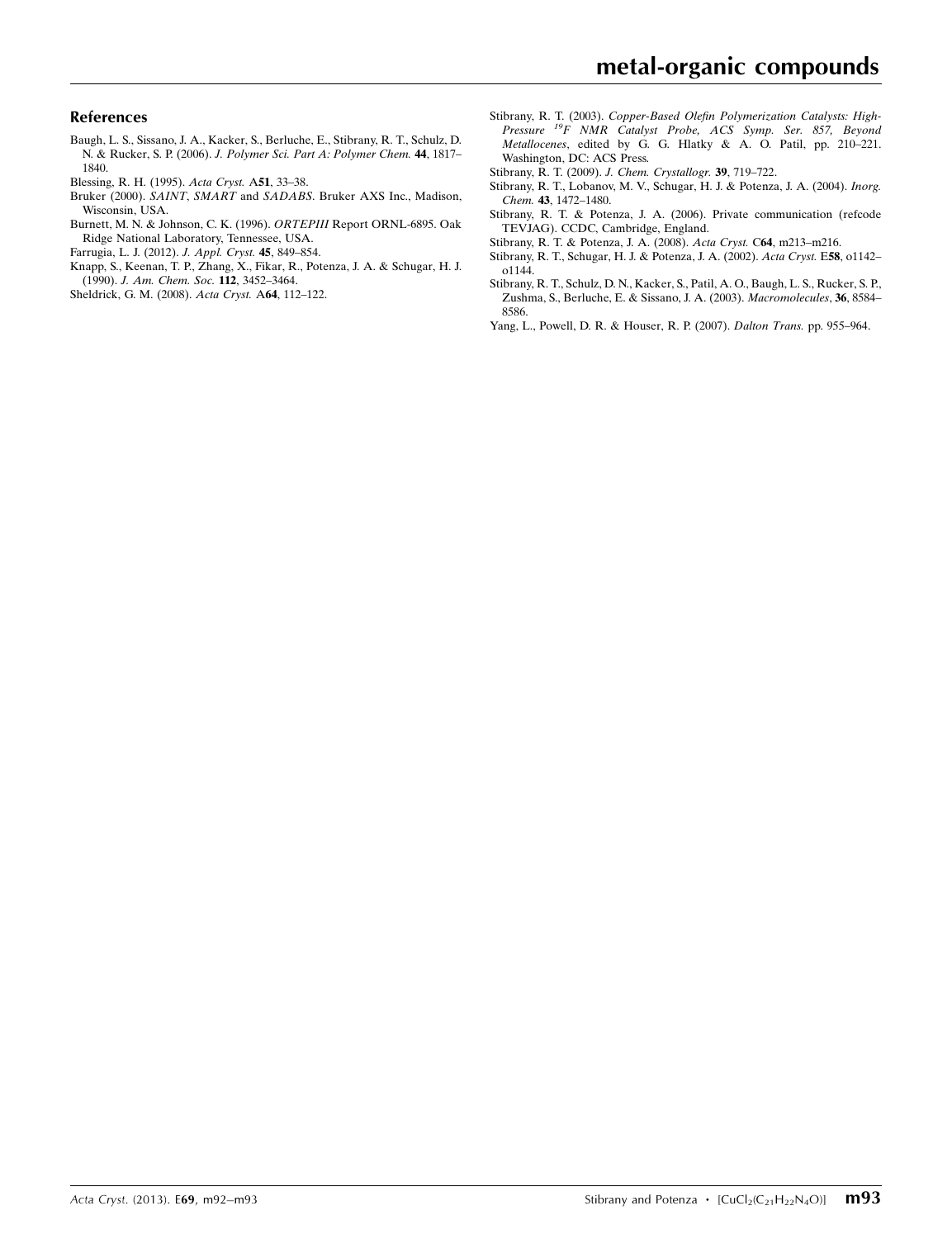## References

Baugh, L. S., Sissano, J. A., Kacker, S., Berluche, E., Stibrany, R. T., Schulz, D. N. & Rucker, S. P. (2006). *J. Polymer Sci. Part A: Polymer Chem.* **44**, 1817–1840.

Blessing, R. H. (1995). *Acta Cryst.* A**51**, 33–38.

Bruker (2000). *SAINT*, *SMART* and *SADABS*. Bruker AXS Inc., Madison, Wisconsin, USA.

Burnett, M. N. & Johnson, C. K. (1996). *ORTEPIII* Report ORNL-6895. Oak Ridge National Laboratory, Tennessee, USA.

Farrugia, L. J. (2012). *J. Appl. Cryst.* **45**, 849–854.

Knapp, S., Keenan, T. P., Zhang, X., Fikar, R., Potenza, J. A. & Schugar, H. J. (1990). *J. Am. Chem. Soc.* **112**, 3452–3464.

Sheldrick, G. M. (2008). *Acta Cryst.* A**64**, 112–122.

Stibrany, R. T. (2003). *Copper-Based Olefin Polymerization Catalysts: High-Pressure* $^{19}F$ *NMR Catalyst Probe, ACS Symp. Ser. 857, Beyond Metallocenes*, edited by G. G. Hlatky & A. O. Patil, pp. 210–221. Washington, DC: ACS Press.

Stibrany, R. T. (2009). *J. Chem. Crystallogr.* **39**, 719–722.

Stibrany, R. T., Lobanov, M. V., Schugar, H. J. & Potenza, J. A. (2004). *Inorg. Chem.* **43**, 1472–1480.

Stibrany, R. T. & Potenza, J. A. (2006). Private communication (refcode TEVJAG). CCDC, Cambridge, England.

Stibrany, R. T. & Potenza, J. A. (2008). *Acta Cryst.* C**64**, m213–m216.

Stibrany, R. T., Schugar, H. J. & Potenza, J. A. (2002). *Acta Cryst.* E**58**, o1142–o1144.

Stibrany, R. T., Schulz, D. N., Kacker, S., Patil, A. O., Baugh, L. S., Rucker, S. P., Zushma, S., Berluche, E. & Sissano, J. A. (2003). *Macromolecules*, **36**, 8584–8586.

Yang, L., Powell, D. R. & Houser, R. P. (2007). *Dalton Trans.* pp. 955–964.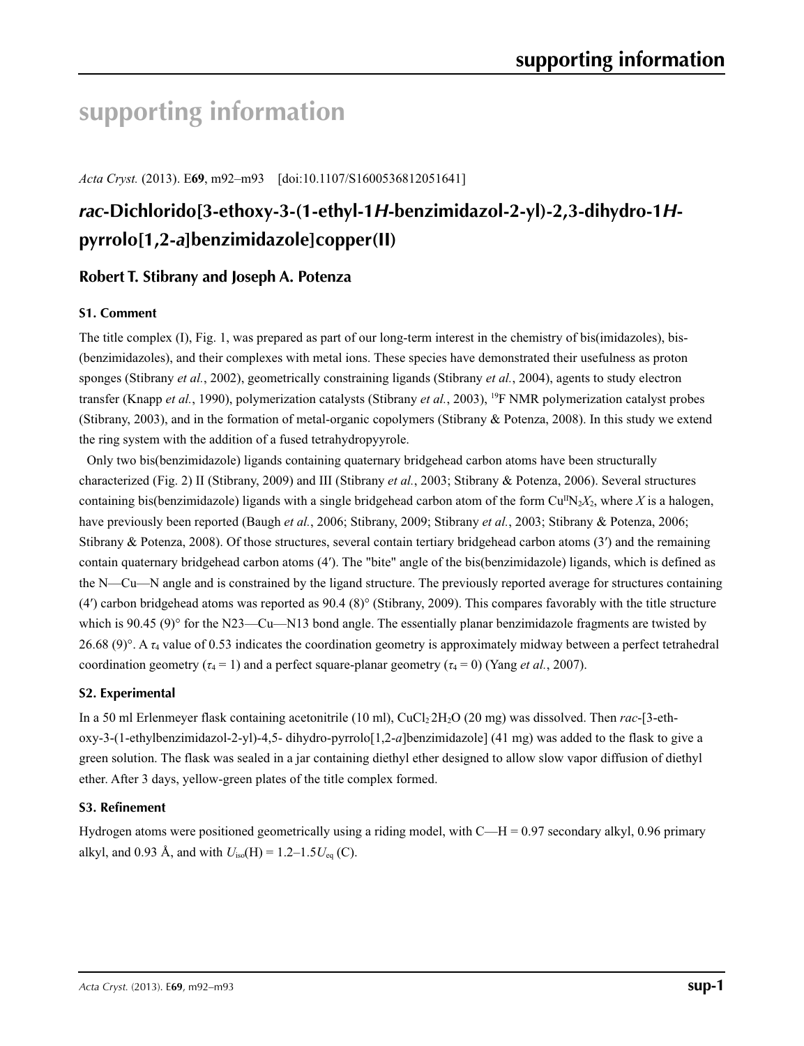# supporting information

*Acta Cryst.* (2013). E**69**, m92–m93    [doi:10.1107/S1600536812051641]

## *rac*-Dichlorido[3-ethoxy-3-(1-ethyl-1*H*-benzimidazol-2-yl)-2,3-dihydro-1*H*-pyrrolo[1,2-*a*]benzimidazole]copper(II)

### Robert T. Stibrany and Joseph A. Potenza

### S1. Comment

The title complex (I), Fig. 1, was prepared as part of our long-term interest in the chemistry of bis(imidazoles), bis-(benzimidazoles), and their complexes with metal ions. These species have demonstrated their usefulness as proton sponges (Stibrany *et al.*, 2002), geometrically constraining ligands (Stibrany *et al.*, 2004), agents to study electron transfer (Knapp *et al.*, 1990), polymerization catalysts (Stibrany *et al.*, 2003), $^{19}$F NMR polymerization catalyst probes (Stibrany, 2003), and in the formation of metal-organic copolymers (Stibrany & Potenza, 2008). In this study we extend the ring system with the addition of a fused tetrahydropyyrole.

Only two bis(benzimidazole) ligands containing quaternary bridgehead carbon atoms have been structurally characterized (Fig. 2) II (Stibrany, 2009) and III (Stibrany *et al.*, 2003; Stibrany & Potenza, 2006). Several structures containing bis(benzimidazole) ligands with a single bridgehead carbon atom of the form $Cu^{II}N_2X_2$, where *X* is a halogen, have previously been reported (Baugh *et al.*, 2006; Stibrany, 2009; Stibrany *et al.*, 2003; Stibrany & Potenza, 2006; Stibrany & Potenza, 2008). Of those structures, several contain tertiary bridgehead carbon atoms (3′) and the remaining contain quaternary bridgehead carbon atoms (4′). The "bite" angle of the bis(benzimidazole) ligands, which is defined as the N—Cu—N angle and is constrained by the ligand structure. The previously reported average for structures containing (4′) carbon bridgehead atoms was reported as 90.4 (8)° (Stibrany, 2009). This compares favorably with the title structure which is 90.45 (9)° for the N23—Cu—N13 bond angle. The essentially planar benzimidazole fragments are twisted by 26.68 (9)°. A $\tau_4$ value of 0.53 indicates the coordination geometry is approximately midway between a perfect tetrahedral coordination geometry ($\tau_4$ = 1) and a perfect square-planar geometry ($\tau_4$ = 0) (Yang *et al.*, 2007).

### S2. Experimental

In a 50 ml Erlenmeyer flask containing acetonitrile (10 ml), $CuCl_2{\cdot}2H_2O$ (20 mg) was dissolved. Then *rac*-[3-ethoxy-3-(1-ethylbenzimidazol-2-yl)-4,5- dihydro-pyrrolo[1,2-*a*]benzimidazole] (41 mg) was added to the flask to give a green solution. The flask was sealed in a jar containing diethyl ether designed to allow slow vapor diffusion of diethyl ether. After 3 days, yellow-green plates of the title complex formed.

### S3. Refinement

Hydrogen atoms were positioned geometrically using a riding model, with C—H = 0.97 secondary alkyl, 0.96 primary alkyl, and 0.93 Å, and with $U_{iso}$(H) = 1.2–1.5$U_{eq}$ (C).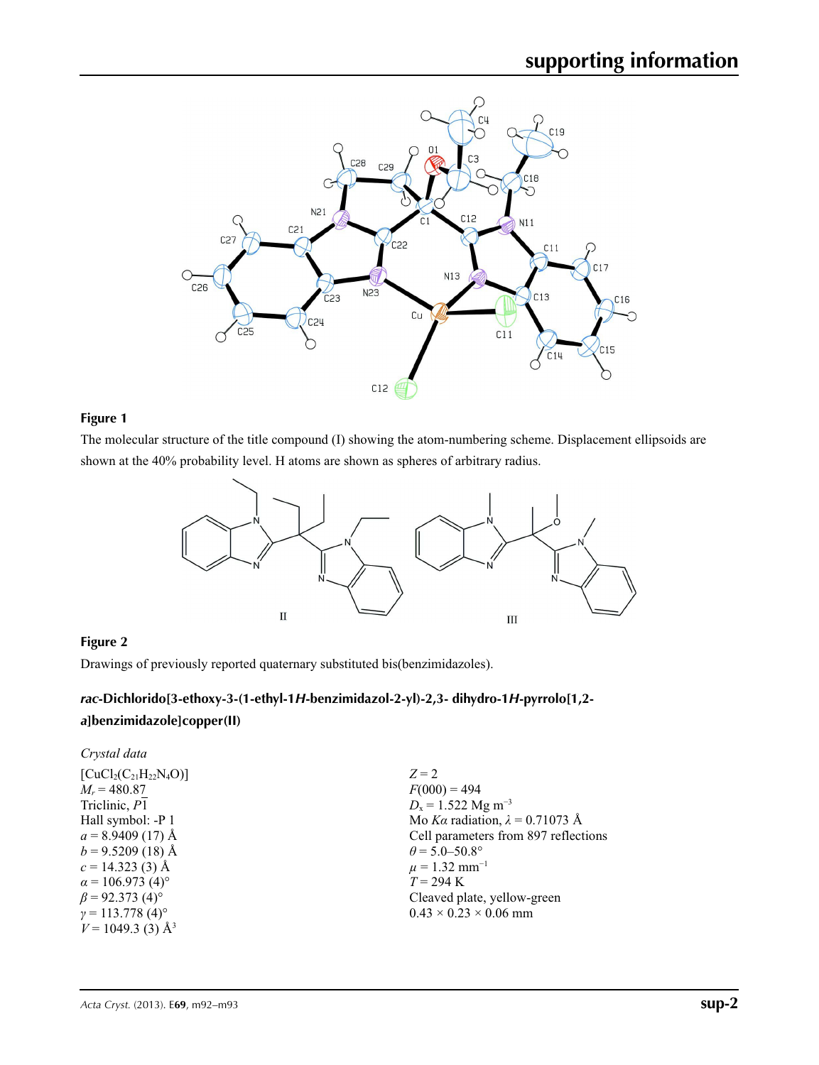**Figure 1**

The molecular structure of the title compound (I) showing the atom-numbering scheme. Displacement ellipsoids are shown at the 40% probability level. H atoms are shown as spheres of arbitrary radius.

**Figure 2**

Drawings of previously reported quaternary substituted bis(benzimidazoles).

### *rac*-Dichlorido[3-ethoxy-3-(1-ethyl-1*H*-benzimidazol-2-yl)-2,3- dihydro-1*H*-pyrrolo[1,2-*a*]benzimidazole]copper(II)

*Crystal data*

$[CuCl_2(C_{21}H_{22}N_4O)]$
$M_r = 480.87$
Triclinic, $P\overline{1}$
Hall symbol: -P 1
$a = 8.9409$ (17) Å
$b = 9.5209$ (18) Å
$c = 14.323$ (3) Å
$\alpha = 106.973$ (4)°
$\beta = 92.373$ (4)°
$\gamma = 113.778$ (4)°
$V = 1049.3$ (3) Å$^3$
$Z = 2$
$F(000) = 494$
$D_x = 1.522$ Mg m$^{-3}$
Mo $K\alpha$ radiation, $\lambda = 0.71073$ Å
Cell parameters from 897 reflections
$\theta = 5.0$–$50.8°$
$\mu = 1.32$ mm$^{-1}$
$T = 294$ K
Cleaved plate, yellow-green
$0.43 \times 0.23 \times 0.06$ mm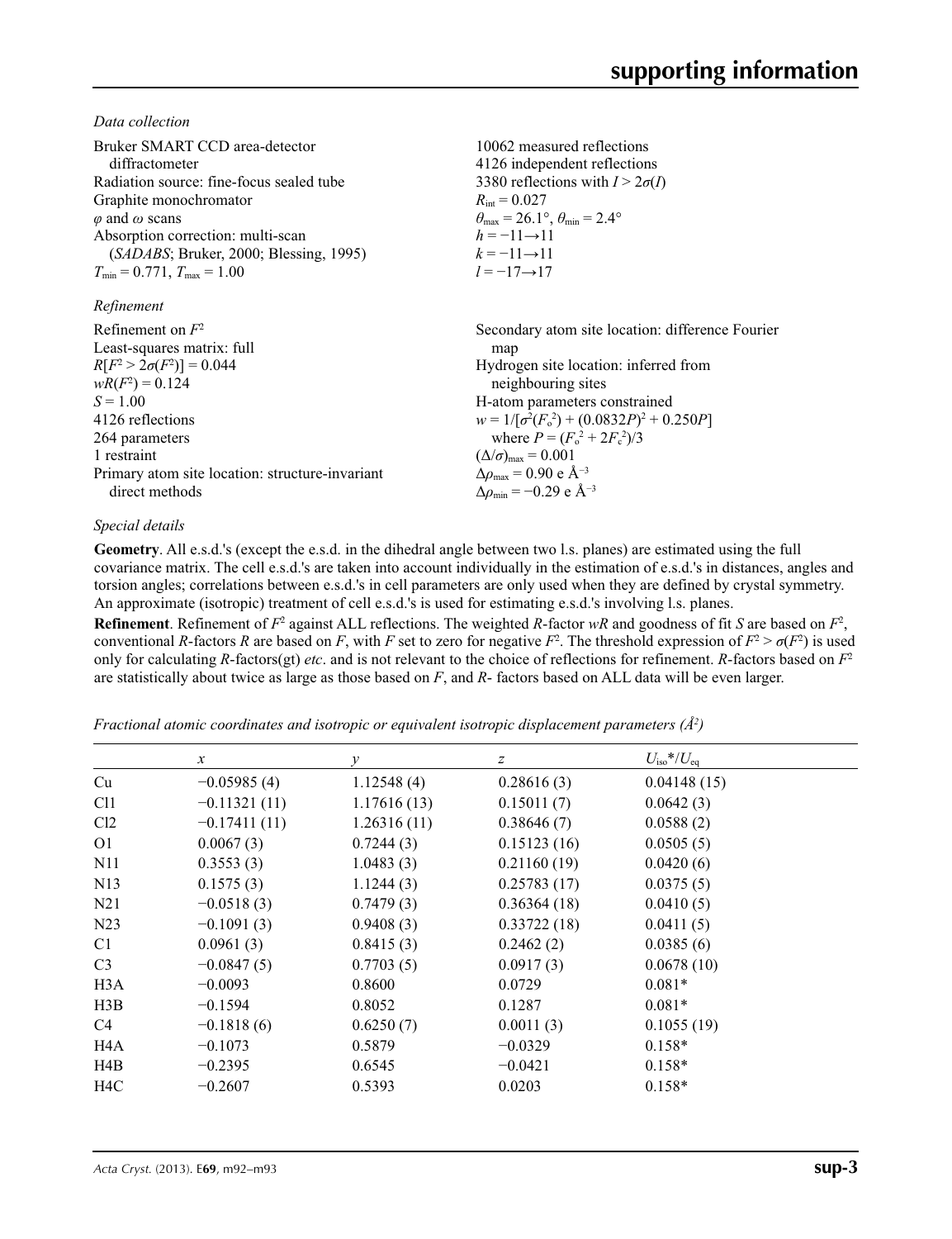*Data collection*

Bruker SMART CCD area-detector diffractometer
Radiation source: fine-focus sealed tube
Graphite monochromator
$\varphi$ and $\omega$ scans
Absorption correction: multi-scan (*SADABS*; Bruker, 2000; Blessing, 1995)
$T_{min}$ = 0.771, $T_{max}$ = 1.00

10062 measured reflections
4126 independent reflections
3380 reflections with $I > 2\sigma(I)$
$R_{int}$ = 0.027
$\theta_{max}$ = 26.1°, $\theta_{min}$ = 2.4°
$h = -11\rightarrow11$
$k = -11\rightarrow11$
$l = -17\rightarrow17$

*Refinement*

Refinement on $F^2$
Least-squares matrix: full
$R[F^2 > 2\sigma(F^2)]$ = 0.044
$wR(F^2)$ = 0.124
$S$ = 1.00
4126 reflections
264 parameters
1 restraint
Primary atom site location: structure-invariant direct methods

Secondary atom site location: difference Fourier map
Hydrogen site location: inferred from neighbouring sites
H-atom parameters constrained
$w = 1/[\sigma^2(F_o^2) + (0.0832P)^2 + 0.250P]$ where $P = (F_o^2 + 2F_c^2)/3$
$(\Delta/\sigma)_{max}$ = 0.001
$\Delta\rho_{max}$ = 0.90 e Å$^{-3}$
$\Delta\rho_{min}$ = −0.29 e Å$^{-3}$

*Special details*

**Geometry**. All e.s.d.'s (except the e.s.d. in the dihedral angle between two l.s. planes) are estimated using the full covariance matrix. The cell e.s.d.'s are taken into account individually in the estimation of e.s.d.'s in distances, angles and torsion angles; correlations between e.s.d.'s in cell parameters are only used when they are defined by crystal symmetry. An approximate (isotropic) treatment of cell e.s.d.'s is used for estimating e.s.d.'s involving l.s. planes.

**Refinement**. Refinement of $F^2$ against ALL reflections. The weighted $R$-factor $wR$ and goodness of fit $S$ are based on $F^2$, conventional $R$-factors $R$ are based on $F$, with $F$ set to zero for negative $F^2$. The threshold expression of $F^2 > \sigma(F^2)$ is used only for calculating $R$-factors(gt) *etc*. and is not relevant to the choice of reflections for refinement. $R$-factors based on $F^2$ are statistically about twice as large as those based on $F$, and $R$- factors based on ALL data will be even larger.

*Fractional atomic coordinates and isotropic or equivalent isotropic displacement parameters (Å$^2$)*

| | $x$ | $y$ | $z$ | $U_{iso}$*/$U_{eq}$ |
|---|---|---|---|---|
| Cu | −0.05985 (4) | 1.12548 (4) | 0.28616 (3) | 0.04148 (15) |
| Cl1 | −0.11321 (11) | 1.17616 (13) | 0.15011 (7) | 0.0642 (3) |
| Cl2 | −0.17411 (11) | 1.26316 (11) | 0.38646 (7) | 0.0588 (2) |
| O1 | 0.0067 (3) | 0.7244 (3) | 0.15123 (16) | 0.0505 (5) |
| N11 | 0.3553 (3) | 1.0483 (3) | 0.21160 (19) | 0.0420 (6) |
| N13 | 0.1575 (3) | 1.1244 (3) | 0.25783 (17) | 0.0375 (5) |
| N21 | −0.0518 (3) | 0.7479 (3) | 0.36364 (18) | 0.0410 (5) |
| N23 | −0.1091 (3) | 0.9408 (3) | 0.33722 (18) | 0.0411 (5) |
| C1 | 0.0961 (3) | 0.8415 (3) | 0.2462 (2) | 0.0385 (6) |
| C3 | −0.0847 (5) | 0.7703 (5) | 0.0917 (3) | 0.0678 (10) |
| H3A | −0.0093 | 0.8600 | 0.0729 | 0.081* |
| H3B | −0.1594 | 0.8052 | 0.1287 | 0.081* |
| C4 | −0.1818 (6) | 0.6250 (7) | 0.0011 (3) | 0.1055 (19) |
| H4A | −0.1073 | 0.5879 | −0.0329 | 0.158* |
| H4B | −0.2395 | 0.6545 | −0.0421 | 0.158* |
| H4C | −0.2607 | 0.5393 | 0.0203 | 0.158* |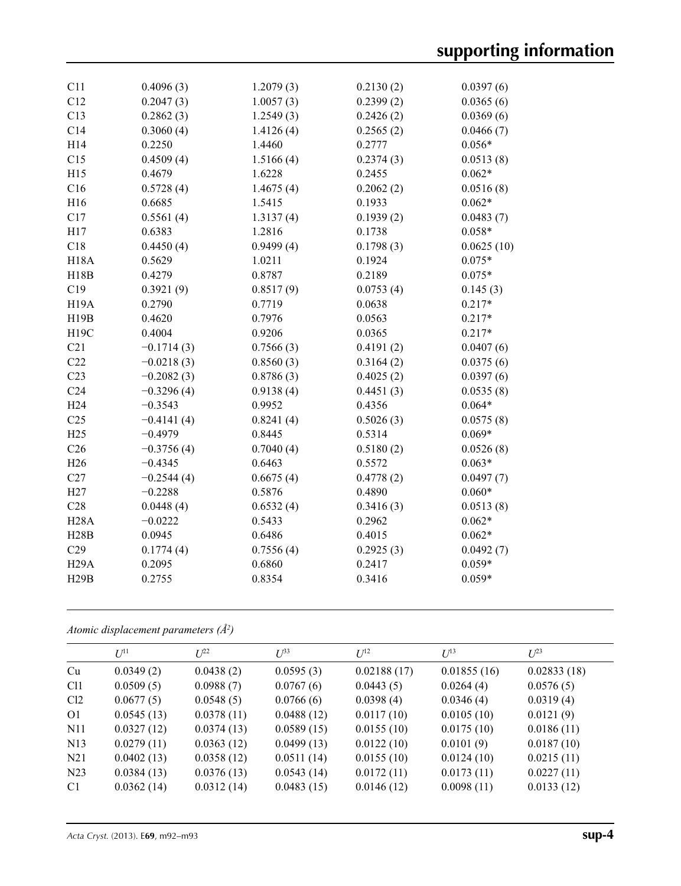| | | | | |
|---|---|---|---|---|
| C11 | 0.4096 (3) | 1.2079 (3) | 0.2130 (2) | 0.0397 (6) |
| C12 | 0.2047 (3) | 1.0057 (3) | 0.2399 (2) | 0.0365 (6) |
| C13 | 0.2862 (3) | 1.2549 (3) | 0.2426 (2) | 0.0369 (6) |
| C14 | 0.3060 (4) | 1.4126 (4) | 0.2565 (2) | 0.0466 (7) |
| H14 | 0.2250 | 1.4460 | 0.2777 | 0.056* |
| C15 | 0.4509 (4) | 1.5166 (4) | 0.2374 (3) | 0.0513 (8) |
| H15 | 0.4679 | 1.6228 | 0.2455 | 0.062* |
| C16 | 0.5728 (4) | 1.4675 (4) | 0.2062 (2) | 0.0516 (8) |
| H16 | 0.6685 | 1.5415 | 0.1933 | 0.062* |
| C17 | 0.5561 (4) | 1.3137 (4) | 0.1939 (2) | 0.0483 (7) |
| H17 | 0.6383 | 1.2816 | 0.1738 | 0.058* |
| C18 | 0.4450 (4) | 0.9499 (4) | 0.1798 (3) | 0.0625 (10) |
| H18A | 0.5629 | 1.0211 | 0.1924 | 0.075* |
| H18B | 0.4279 | 0.8787 | 0.2189 | 0.075* |
| C19 | 0.3921 (9) | 0.8517 (9) | 0.0753 (4) | 0.145 (3) |
| H19A | 0.2790 | 0.7719 | 0.0638 | 0.217* |
| H19B | 0.4620 | 0.7976 | 0.0563 | 0.217* |
| H19C | 0.4004 | 0.9206 | 0.0365 | 0.217* |
| C21 | −0.1714 (3) | 0.7566 (3) | 0.4191 (2) | 0.0407 (6) |
| C22 | −0.0218 (3) | 0.8560 (3) | 0.3164 (2) | 0.0375 (6) |
| C23 | −0.2082 (3) | 0.8786 (3) | 0.4025 (2) | 0.0397 (6) |
| C24 | −0.3296 (4) | 0.9138 (4) | 0.4451 (3) | 0.0535 (8) |
| H24 | −0.3543 | 0.9952 | 0.4356 | 0.064* |
| C25 | −0.4141 (4) | 0.8241 (4) | 0.5026 (3) | 0.0575 (8) |
| H25 | −0.4979 | 0.8445 | 0.5314 | 0.069* |
| C26 | −0.3756 (4) | 0.7040 (4) | 0.5180 (2) | 0.0526 (8) |
| H26 | −0.4345 | 0.6463 | 0.5572 | 0.063* |
| C27 | −0.2544 (4) | 0.6675 (4) | 0.4778 (2) | 0.0497 (7) |
| H27 | −0.2288 | 0.5876 | 0.4890 | 0.060* |
| C28 | 0.0448 (4) | 0.6532 (4) | 0.3416 (3) | 0.0513 (8) |
| H28A | −0.0222 | 0.5433 | 0.2962 | 0.062* |
| H28B | 0.0945 | 0.6486 | 0.4015 | 0.062* |
| C29 | 0.1774 (4) | 0.7556 (4) | 0.2925 (3) | 0.0492 (7) |
| H29A | 0.2095 | 0.6860 | 0.2417 | 0.059* |
| H29B | 0.2755 | 0.8354 | 0.3416 | 0.059* |

*Atomic displacement parameters (Å²)*

| | $U^{11}$ | $U^{22}$ | $U^{33}$ | $U^{12}$ | $U^{13}$ | $U^{23}$ |
|---|---|---|---|---|---|---|
| Cu | 0.0349 (2) | 0.0438 (2) | 0.0595 (3) | 0.02188 (17) | 0.01855 (16) | 0.02833 (18) |
| Cl1 | 0.0509 (5) | 0.0988 (7) | 0.0767 (6) | 0.0443 (5) | 0.0264 (4) | 0.0576 (5) |
| Cl2 | 0.0677 (5) | 0.0548 (5) | 0.0766 (6) | 0.0398 (4) | 0.0346 (4) | 0.0319 (4) |
| O1 | 0.0545 (13) | 0.0378 (11) | 0.0488 (12) | 0.0117 (10) | 0.0105 (10) | 0.0121 (9) |
| N11 | 0.0327 (12) | 0.0374 (13) | 0.0589 (15) | 0.0155 (10) | 0.0175 (10) | 0.0186 (11) |
| N13 | 0.0279 (11) | 0.0363 (12) | 0.0499 (13) | 0.0122 (10) | 0.0101 (9) | 0.0187 (10) |
| N21 | 0.0402 (13) | 0.0358 (12) | 0.0511 (14) | 0.0155 (10) | 0.0124 (10) | 0.0215 (11) |
| N23 | 0.0384 (13) | 0.0376 (13) | 0.0543 (14) | 0.0172 (11) | 0.0173 (11) | 0.0227 (11) |
| C1 | 0.0362 (14) | 0.0312 (14) | 0.0483 (15) | 0.0146 (12) | 0.0098 (11) | 0.0133 (12) |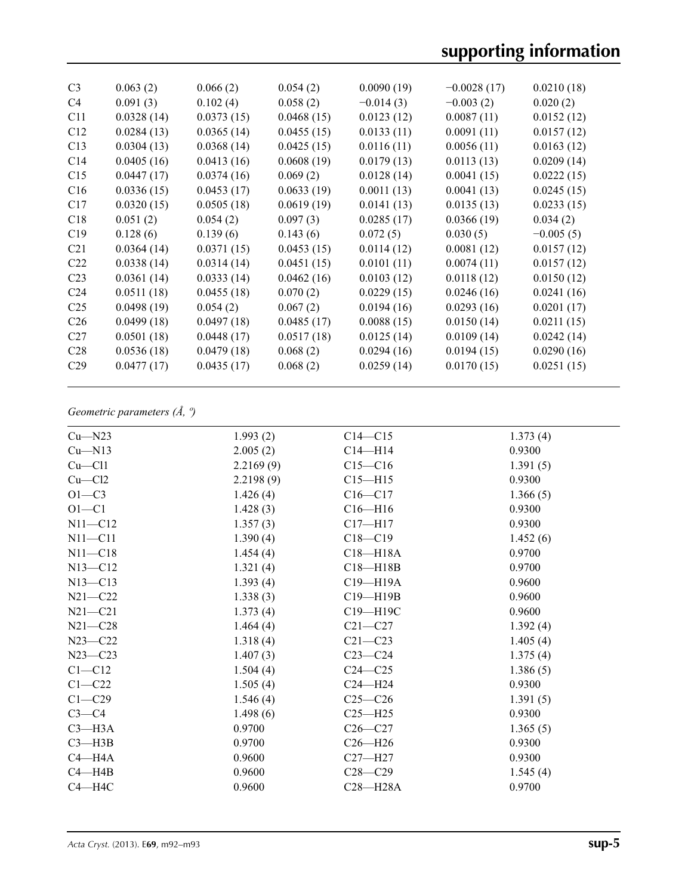| | | | | | | |
|---|---|---|---|---|---|---|
| C3 | 0.063 (2) | 0.066 (2) | 0.054 (2) | 0.0090 (19) | −0.0028 (17) | 0.0210 (18) |
| C4 | 0.091 (3) | 0.102 (4) | 0.058 (2) | −0.014 (3) | −0.003 (2) | 0.020 (2) |
| C11 | 0.0328 (14) | 0.0373 (15) | 0.0468 (15) | 0.0123 (12) | 0.0087 (11) | 0.0152 (12) |
| C12 | 0.0284 (13) | 0.0365 (14) | 0.0455 (15) | 0.0133 (11) | 0.0091 (11) | 0.0157 (12) |
| C13 | 0.0304 (13) | 0.0368 (14) | 0.0425 (15) | 0.0116 (11) | 0.0056 (11) | 0.0163 (12) |
| C14 | 0.0405 (16) | 0.0413 (16) | 0.0608 (19) | 0.0179 (13) | 0.0113 (13) | 0.0209 (14) |
| C15 | 0.0447 (17) | 0.0374 (16) | 0.069 (2) | 0.0128 (14) | 0.0041 (15) | 0.0222 (15) |
| C16 | 0.0336 (15) | 0.0453 (17) | 0.0633 (19) | 0.0011 (13) | 0.0041 (13) | 0.0245 (15) |
| C17 | 0.0320 (15) | 0.0505 (18) | 0.0619 (19) | 0.0141 (13) | 0.0135 (13) | 0.0233 (15) |
| C18 | 0.051 (2) | 0.054 (2) | 0.097 (3) | 0.0285 (17) | 0.0366 (19) | 0.034 (2) |
| C19 | 0.128 (6) | 0.139 (6) | 0.143 (6) | 0.072 (5) | 0.030 (5) | −0.005 (5) |
| C21 | 0.0364 (14) | 0.0371 (15) | 0.0453 (15) | 0.0114 (12) | 0.0081 (12) | 0.0157 (12) |
| C22 | 0.0338 (14) | 0.0314 (14) | 0.0451 (15) | 0.0101 (11) | 0.0074 (11) | 0.0157 (12) |
| C23 | 0.0361 (14) | 0.0333 (14) | 0.0462 (16) | 0.0103 (12) | 0.0118 (12) | 0.0150 (12) |
| C24 | 0.0511 (18) | 0.0455 (18) | 0.070 (2) | 0.0229 (15) | 0.0246 (16) | 0.0241 (16) |
| C25 | 0.0498 (19) | 0.054 (2) | 0.067 (2) | 0.0194 (16) | 0.0293 (16) | 0.0201 (17) |
| C26 | 0.0499 (18) | 0.0497 (18) | 0.0485 (17) | 0.0088 (15) | 0.0150 (14) | 0.0211 (15) |
| C27 | 0.0501 (18) | 0.0448 (17) | 0.0517 (18) | 0.0125 (14) | 0.0109 (14) | 0.0242 (14) |
| C28 | 0.0536 (18) | 0.0479 (18) | 0.068 (2) | 0.0294 (16) | 0.0194 (15) | 0.0290 (16) |
| C29 | 0.0477 (17) | 0.0435 (17) | 0.068 (2) | 0.0259 (14) | 0.0170 (15) | 0.0251 (15) |

*Geometric parameters (Å, º)*

| | | | |
|---|---|---|---|
| Cu—N23 | 1.993 (2) | C14—C15 | 1.373 (4) |
| Cu—N13 | 2.005 (2) | C14—H14 | 0.9300 |
| Cu—Cl1 | 2.2169 (9) | C15—C16 | 1.391 (5) |
| Cu—Cl2 | 2.2198 (9) | C15—H15 | 0.9300 |
| O1—C3 | 1.426 (4) | C16—C17 | 1.366 (5) |
| O1—C1 | 1.428 (3) | C16—H16 | 0.9300 |
| N11—C12 | 1.357 (3) | C17—H17 | 0.9300 |
| N11—C11 | 1.390 (4) | C18—C19 | 1.452 (6) |
| N11—C18 | 1.454 (4) | C18—H18A | 0.9700 |
| N13—C12 | 1.321 (4) | C18—H18B | 0.9700 |
| N13—C13 | 1.393 (4) | C19—H19A | 0.9600 |
| N21—C22 | 1.338 (3) | C19—H19B | 0.9600 |
| N21—C21 | 1.373 (4) | C19—H19C | 0.9600 |
| N21—C28 | 1.464 (4) | C21—C27 | 1.392 (4) |
| N23—C22 | 1.318 (4) | C21—C23 | 1.405 (4) |
| N23—C23 | 1.407 (3) | C23—C24 | 1.375 (4) |
| C1—C12 | 1.504 (4) | C24—C25 | 1.386 (5) |
| C1—C22 | 1.505 (4) | C24—H24 | 0.9300 |
| C1—C29 | 1.546 (4) | C25—C26 | 1.391 (5) |
| C3—C4 | 1.498 (6) | C25—H25 | 0.9300 |
| C3—H3A | 0.9700 | C26—C27 | 1.365 (5) |
| C3—H3B | 0.9700 | C26—H26 | 0.9300 |
| C4—H4A | 0.9600 | C27—H27 | 0.9300 |
| C4—H4B | 0.9600 | C28—C29 | 1.545 (4) |
| C4—H4C | 0.9600 | C28—H28A | 0.9700 |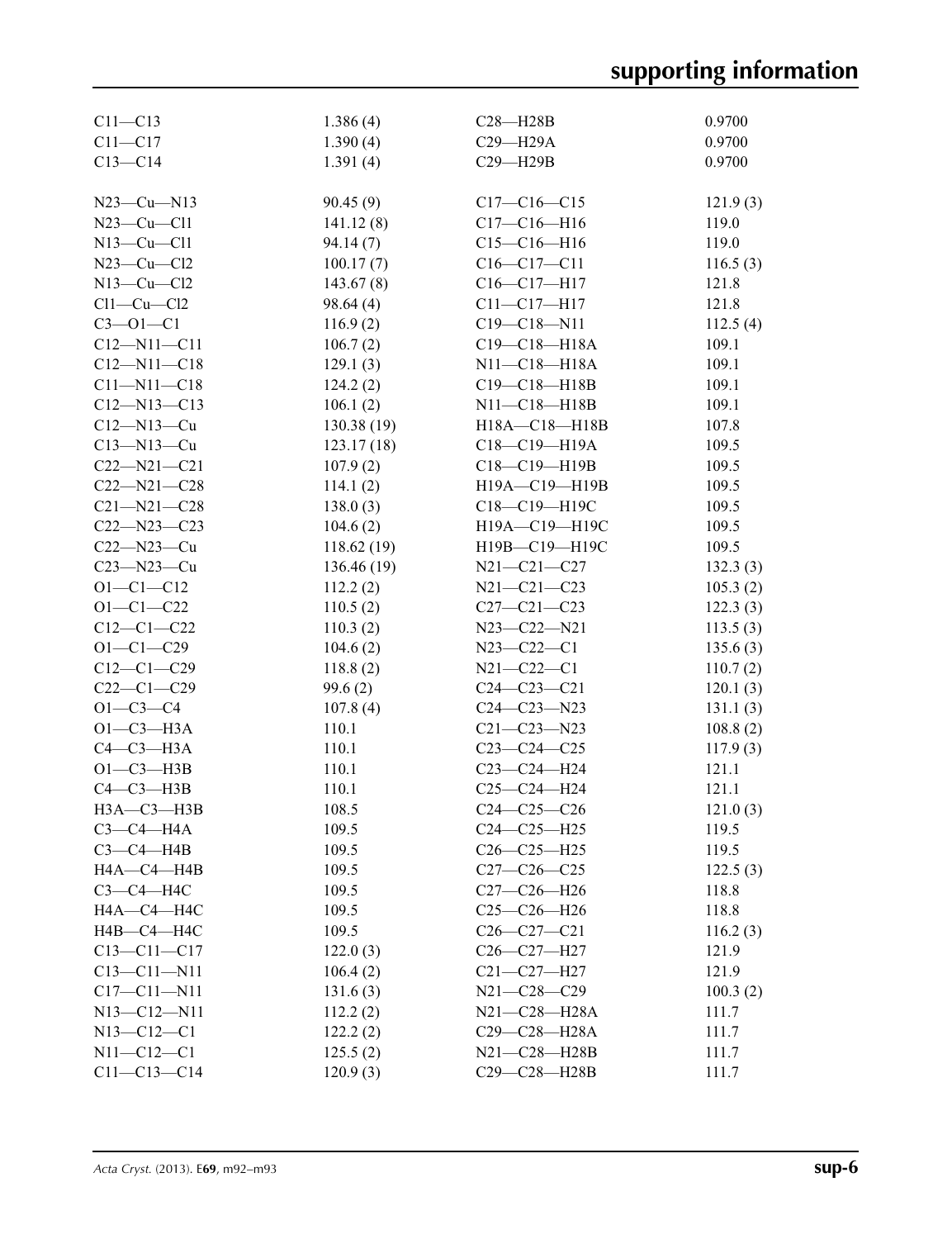| | | | |
|---|---|---|---|
| C11—C13 | 1.386 (4) | C28—H28B | 0.9700 |
| C11—C17 | 1.390 (4) | C29—H29A | 0.9700 |
| C13—C14 | 1.391 (4) | C29—H29B | 0.9700 |
| | | | |
| N23—Cu—N13 | 90.45 (9) | C17—C16—C15 | 121.9 (3) |
| N23—Cu—Cl1 | 141.12 (8) | C17—C16—H16 | 119.0 |
| N13—Cu—Cl1 | 94.14 (7) | C15—C16—H16 | 119.0 |
| N23—Cu—Cl2 | 100.17 (7) | C16—C17—C11 | 116.5 (3) |
| N13—Cu—Cl2 | 143.67 (8) | C16—C17—H17 | 121.8 |
| Cl1—Cu—Cl2 | 98.64 (4) | C11—C17—H17 | 121.8 |
| C3—O1—C1 | 116.9 (2) | C19—C18—N11 | 112.5 (4) |
| C12—N11—C11 | 106.7 (2) | C19—C18—H18A | 109.1 |
| C12—N11—C18 | 129.1 (3) | N11—C18—H18A | 109.1 |
| C11—N11—C18 | 124.2 (2) | C19—C18—H18B | 109.1 |
| C12—N13—C13 | 106.1 (2) | N11—C18—H18B | 109.1 |
| C12—N13—Cu | 130.38 (19) | H18A—C18—H18B | 107.8 |
| C13—N13—Cu | 123.17 (18) | C18—C19—H19A | 109.5 |
| C22—N21—C21 | 107.9 (2) | C18—C19—H19B | 109.5 |
| C22—N21—C28 | 114.1 (2) | H19A—C19—H19B | 109.5 |
| C21—N21—C28 | 138.0 (3) | C18—C19—H19C | 109.5 |
| C22—N23—C23 | 104.6 (2) | H19A—C19—H19C | 109.5 |
| C22—N23—Cu | 118.62 (19) | H19B—C19—H19C | 109.5 |
| C23—N23—Cu | 136.46 (19) | N21—C21—C27 | 132.3 (3) |
| O1—C1—C12 | 112.2 (2) | N21—C21—C23 | 105.3 (2) |
| O1—C1—C22 | 110.5 (2) | C27—C21—C23 | 122.3 (3) |
| C12—C1—C22 | 110.3 (2) | N23—C22—N21 | 113.5 (3) |
| O1—C1—C29 | 104.6 (2) | N23—C22—C1 | 135.6 (3) |
| C12—C1—C29 | 118.8 (2) | N21—C22—C1 | 110.7 (2) |
| C22—C1—C29 | 99.6 (2) | C24—C23—C21 | 120.1 (3) |
| O1—C3—C4 | 107.8 (4) | C24—C23—N23 | 131.1 (3) |
| O1—C3—H3A | 110.1 | C21—C23—N23 | 108.8 (2) |
| C4—C3—H3A | 110.1 | C23—C24—C25 | 117.9 (3) |
| O1—C3—H3B | 110.1 | C23—C24—H24 | 121.1 |
| C4—C3—H3B | 110.1 | C25—C24—H24 | 121.1 |
| H3A—C3—H3B | 108.5 | C24—C25—C26 | 121.0 (3) |
| C3—C4—H4A | 109.5 | C24—C25—H25 | 119.5 |
| C3—C4—H4B | 109.5 | C26—C25—H25 | 119.5 |
| H4A—C4—H4B | 109.5 | C27—C26—C25 | 122.5 (3) |
| C3—C4—H4C | 109.5 | C27—C26—H26 | 118.8 |
| H4A—C4—H4C | 109.5 | C25—C26—H26 | 118.8 |
| H4B—C4—H4C | 109.5 | C26—C27—C21 | 116.2 (3) |
| C13—C11—C17 | 122.0 (3) | C26—C27—H27 | 121.9 |
| C13—C11—N11 | 106.4 (2) | C21—C27—H27 | 121.9 |
| C17—C11—N11 | 131.6 (3) | N21—C28—C29 | 100.3 (2) |
| N13—C12—N11 | 112.2 (2) | N21—C28—H28A | 111.7 |
| N13—C12—C1 | 122.2 (2) | C29—C28—H28A | 111.7 |
| N11—C12—C1 | 125.5 (2) | N21—C28—H28B | 111.7 |
| C11—C13—C14 | 120.9 (3) | C29—C28—H28B | 111.7 |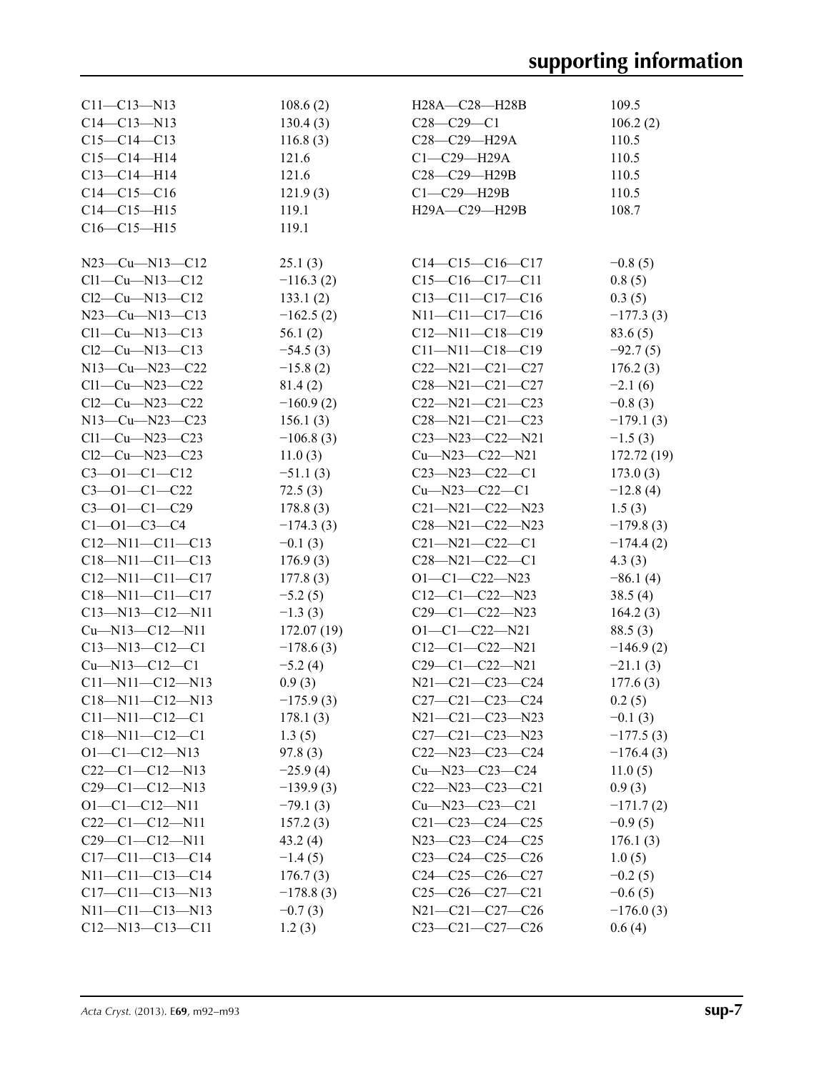| | | | |
|---|---|---|---|
| C11—C13—N13 | 108.6 (2) | H28A—C28—H28B | 109.5 |
| C14—C13—N13 | 130.4 (3) | C28—C29—C1 | 106.2 (2) |
| C15—C14—C13 | 116.8 (3) | C28—C29—H29A | 110.5 |
| C15—C14—H14 | 121.6 | C1—C29—H29A | 110.5 |
| C13—C14—H14 | 121.6 | C28—C29—H29B | 110.5 |
| C14—C15—C16 | 121.9 (3) | C1—C29—H29B | 110.5 |
| C14—C15—H15 | 119.1 | H29A—C29—H29B | 108.7 |
| C16—C15—H15 | 119.1 | | |

| | | | |
|---|---|---|---|
| N23—Cu—N13—C12 | 25.1 (3) | C14—C15—C16—C17 | −0.8 (5) |
| Cl1—Cu—N13—C12 | −116.3 (2) | C15—C16—C17—C11 | 0.8 (5) |
| Cl2—Cu—N13—C12 | 133.1 (2) | C13—C11—C17—C16 | 0.3 (5) |
| N23—Cu—N13—C13 | −162.5 (2) | N11—C11—C17—C16 | −177.3 (3) |
| Cl1—Cu—N13—C13 | 56.1 (2) | C12—N11—C18—C19 | 83.6 (5) |
| Cl2—Cu—N13—C13 | −54.5 (3) | C11—N11—C18—C19 | −92.7 (5) |
| N13—Cu—N23—C22 | −15.8 (2) | C22—N21—C21—C27 | 176.2 (3) |
| Cl1—Cu—N23—C22 | 81.4 (2) | C28—N21—C21—C27 | −2.1 (6) |
| Cl2—Cu—N23—C22 | −160.9 (2) | C22—N21—C21—C23 | −0.8 (3) |
| N13—Cu—N23—C23 | 156.1 (3) | C28—N21—C21—C23 | −179.1 (3) |
| Cl1—Cu—N23—C23 | −106.8 (3) | C23—N23—C22—N21 | −1.5 (3) |
| Cl2—Cu—N23—C23 | 11.0 (3) | Cu—N23—C22—N21 | 172.72 (19) |
| C3—O1—C1—C12 | −51.1 (3) | C23—N23—C22—C1 | 173.0 (3) |
| C3—O1—C1—C22 | 72.5 (3) | Cu—N23—C22—C1 | −12.8 (4) |
| C3—O1—C1—C29 | 178.8 (3) | C21—N21—C22—N23 | 1.5 (3) |
| C1—O1—C3—C4 | −174.3 (3) | C28—N21—C22—N23 | −179.8 (3) |
| C12—N11—C11—C13 | −0.1 (3) | C21—N21—C22—C1 | −174.4 (2) |
| C18—N11—C11—C13 | 176.9 (3) | C28—N21—C22—C1 | 4.3 (3) |
| C12—N11—C11—C17 | 177.8 (3) | O1—C1—C22—N23 | −86.1 (4) |
| C18—N11—C11—C17 | −5.2 (5) | C12—C1—C22—N23 | 38.5 (4) |
| C13—N13—C12—N11 | −1.3 (3) | C29—C1—C22—N23 | 164.2 (3) |
| Cu—N13—C12—N11 | 172.07 (19) | O1—C1—C22—N21 | 88.5 (3) |
| C13—N13—C12—C1 | −178.6 (3) | C12—C1—C22—N21 | −146.9 (2) |
| Cu—N13—C12—C1 | −5.2 (4) | C29—C1—C22—N21 | −21.1 (3) |
| C11—N11—C12—N13 | 0.9 (3) | N21—C21—C23—C24 | 177.6 (3) |
| C18—N11—C12—N13 | −175.9 (3) | C27—C21—C23—C24 | 0.2 (5) |
| C11—N11—C12—C1 | 178.1 (3) | N21—C21—C23—N23 | −0.1 (3) |
| C18—N11—C12—C1 | 1.3 (5) | C27—C21—C23—N23 | −177.5 (3) |
| O1—C1—C12—N13 | 97.8 (3) | C22—N23—C23—C24 | −176.4 (3) |
| C22—C1—C12—N13 | −25.9 (4) | Cu—N23—C23—C24 | 11.0 (5) |
| C29—C1—C12—N13 | −139.9 (3) | C22—N23—C23—C21 | 0.9 (3) |
| O1—C1—C12—N11 | −79.1 (3) | Cu—N23—C23—C21 | −171.7 (2) |
| C22—C1—C12—N11 | 157.2 (3) | C21—C23—C24—C25 | −0.9 (5) |
| C29—C1—C12—N11 | 43.2 (4) | N23—C23—C24—C25 | 176.1 (3) |
| C17—C11—C13—C14 | −1.4 (5) | C23—C24—C25—C26 | 1.0 (5) |
| N11—C11—C13—C14 | 176.7 (3) | C24—C25—C26—C27 | −0.2 (5) |
| C17—C11—C13—N13 | −178.8 (3) | C25—C26—C27—C21 | −0.6 (5) |
| N11—C11—C13—N13 | −0.7 (3) | N21—C21—C27—C26 | −176.0 (3) |
| C12—N13—C13—C11 | 1.2 (3) | C23—C21—C27—C26 | 0.6 (4) |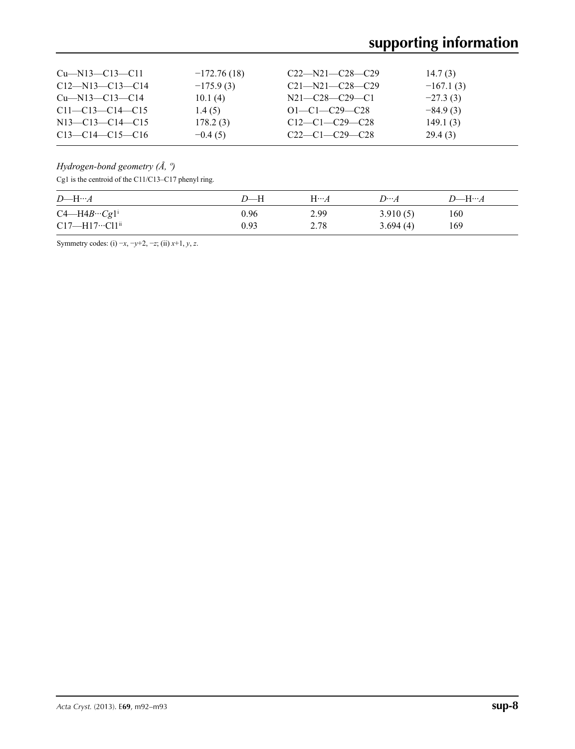| | | | |
|---|---|---|---|
| Cu—N13—C13—C11 | −172.76 (18) | C22—N21—C28—C29 | 14.7 (3) |
| C12—N13—C13—C14 | −175.9 (3) | C21—N21—C28—C29 | −167.1 (3) |
| Cu—N13—C13—C14 | 10.1 (4) | N21—C28—C29—C1 | −27.3 (3) |
| C11—C13—C14—C15 | 1.4 (5) | O1—C1—C29—C28 | −84.9 (3) |
| N13—C13—C14—C15 | 178.2 (3) | C12—C1—C29—C28 | 149.1 (3) |
| C13—C14—C15—C16 | −0.4 (5) | C22—C1—C29—C28 | 29.4 (3) |

### *Hydrogen-bond geometry (Å, º)*

Cg1 is the centroid of the C11/C13–C17 phenyl ring.

| *D*—H···*A* | *D*—H | H···*A* | *D*···*A* | *D*—H···*A* |
|---|---|---|---|---|
| C4—H4*B*···*Cg*1[i] | 0.96 | 2.99 | 3.910 (5) | 160 |
| C17—H17···Cl1[ii] | 0.93 | 2.78 | 3.694 (4) | 169 |

Symmetry codes: (i) −*x*, −*y*+2, −*z*; (ii) *x*+1, *y*, *z*.